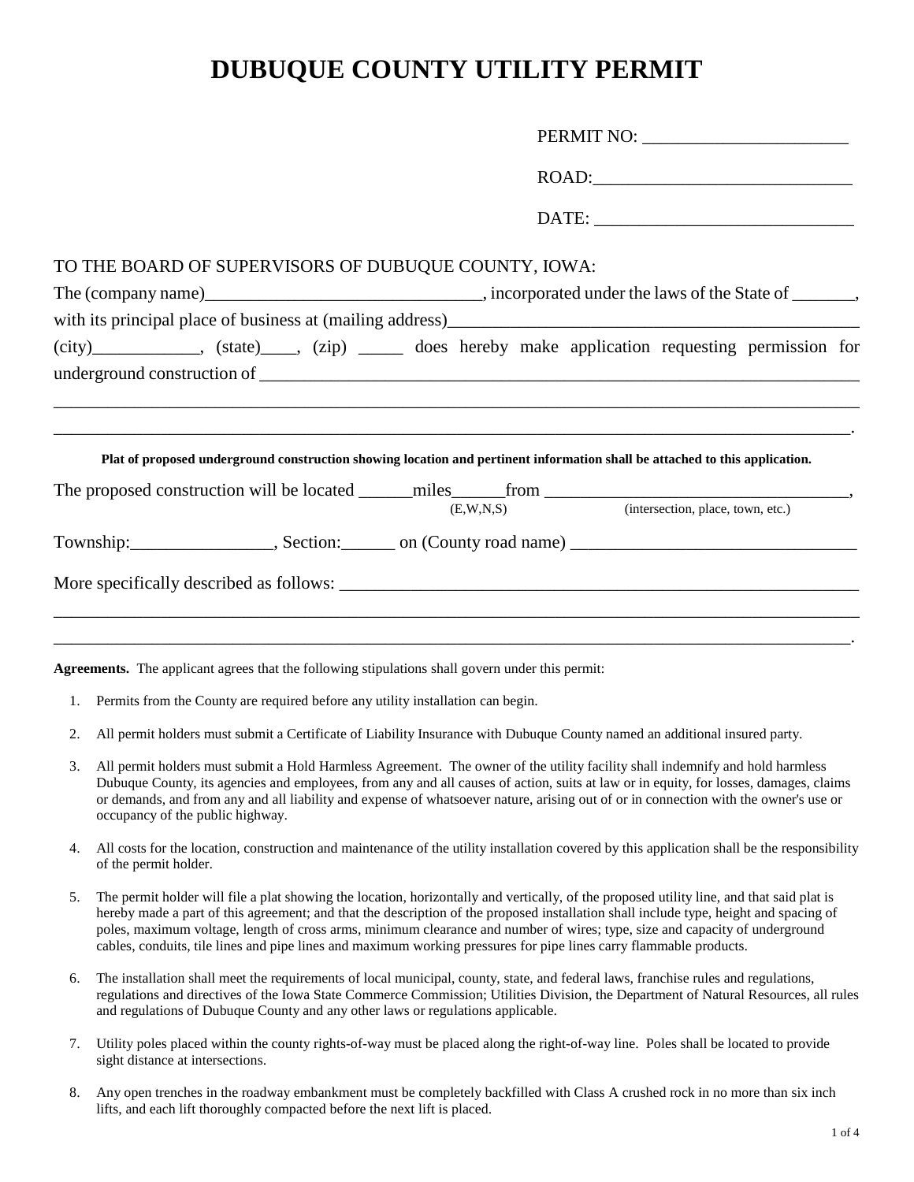# DUBUQUE COUNTY UTILITY PERMIT

PERMIT NO: _______________________

ROAD:_____________________________

DATE: _____________________________

TO THE BOARD OF SUPERVISORS OF DUBUQUE COUNTY, IOWA:

The (company name)_______________________________, incorporated under the laws of the State of _______, with its principal place of business at (mailing address)_______________________________________________ (city)____________, (state)____, (zip) _____ does hereby make application requesting permission for underground construction of ______________________________________________________________________

_____________________________________________________________________________________________

____________________________________________________________________________________________.

**Plat of proposed underground construction showing location and pertinent information shall be attached to this application.**

The proposed construction will be located ______miles______from ___________________________________,
(E,W,N,S) (intersection, place, town, etc.)

Township:________________, Section:______ on (County road name) ________________________________

More specifically described as follows: _____________________________________________________________

_____________________________________________________________________________________________

____________________________________________________________________________________________.

**Agreements.** The applicant agrees that the following stipulations shall govern under this permit:

1. Permits from the County are required before any utility installation can begin.
2. All permit holders must submit a Certificate of Liability Insurance with Dubuque County named an additional insured party.
3. All permit holders must submit a Hold Harmless Agreement. The owner of the utility facility shall indemnify and hold harmless Dubuque County, its agencies and employees, from any and all causes of action, suits at law or in equity, for losses, damages, claims or demands, and from any and all liability and expense of whatsoever nature, arising out of or in connection with the owner's use or occupancy of the public highway.
4. All costs for the location, construction and maintenance of the utility installation covered by this application shall be the responsibility of the permit holder.
5. The permit holder will file a plat showing the location, horizontally and vertically, of the proposed utility line, and that said plat is hereby made a part of this agreement; and that the description of the proposed installation shall include type, height and spacing of poles, maximum voltage, length of cross arms, minimum clearance and number of wires; type, size and capacity of underground cables, conduits, tile lines and pipe lines and maximum working pressures for pipe lines carry flammable products.
6. The installation shall meet the requirements of local municipal, county, state, and federal laws, franchise rules and regulations, regulations and directives of the Iowa State Commerce Commission; Utilities Division, the Department of Natural Resources, all rules and regulations of Dubuque County and any other laws or regulations applicable.
7. Utility poles placed within the county rights-of-way must be placed along the right-of-way line. Poles shall be located to provide sight distance at intersections.
8. Any open trenches in the roadway embankment must be completely backfilled with Class A crushed rock in no more than six inch lifts, and each lift thoroughly compacted before the next lift is placed.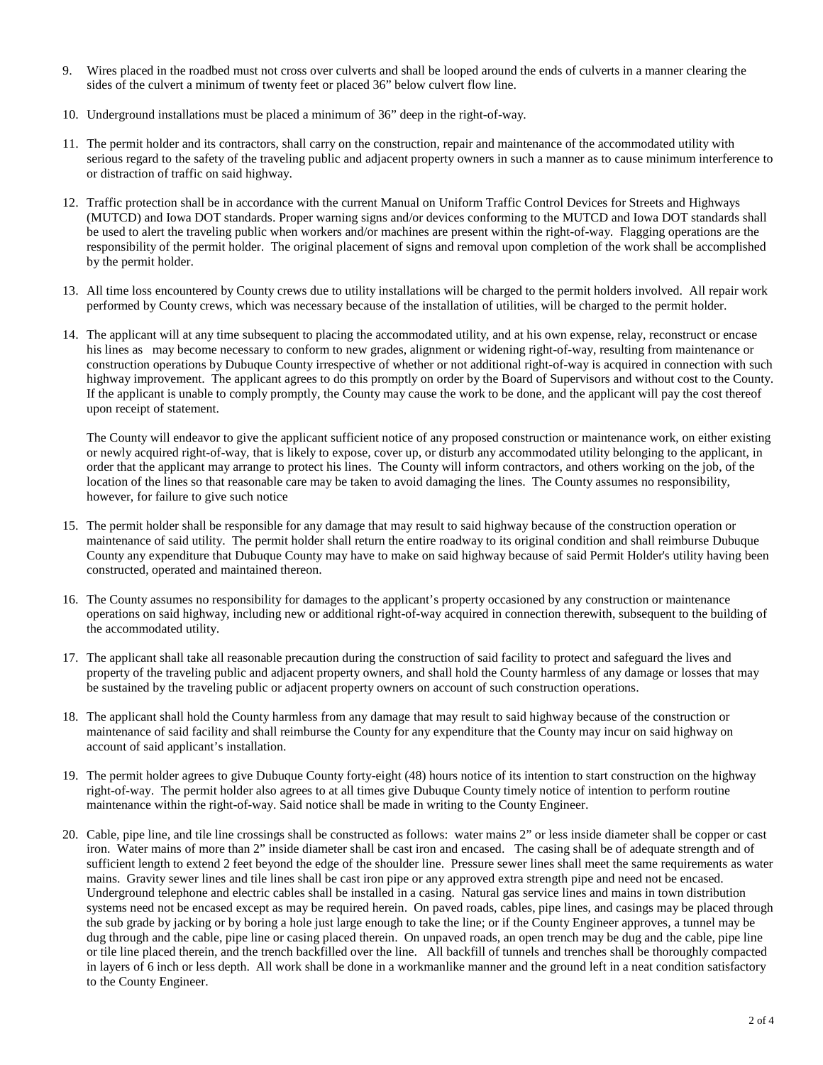9. Wires placed in the roadbed must not cross over culverts and shall be looped around the ends of culverts in a manner clearing the sides of the culvert a minimum of twenty feet or placed 36" below culvert flow line.

10. Underground installations must be placed a minimum of 36" deep in the right-of-way.

11. The permit holder and its contractors, shall carry on the construction, repair and maintenance of the accommodated utility with serious regard to the safety of the traveling public and adjacent property owners in such a manner as to cause minimum interference to or distraction of traffic on said highway.

12. Traffic protection shall be in accordance with the current Manual on Uniform Traffic Control Devices for Streets and Highways (MUTCD) and Iowa DOT standards. Proper warning signs and/or devices conforming to the MUTCD and Iowa DOT standards shall be used to alert the traveling public when workers and/or machines are present within the right-of-way. Flagging operations are the responsibility of the permit holder. The original placement of signs and removal upon completion of the work shall be accomplished by the permit holder.

13. All time loss encountered by County crews due to utility installations will be charged to the permit holders involved. All repair work performed by County crews, which was necessary because of the installation of utilities, will be charged to the permit holder.

14. The applicant will at any time subsequent to placing the accommodated utility, and at his own expense, relay, reconstruct or encase his lines as may become necessary to conform to new grades, alignment or widening right-of-way, resulting from maintenance or construction operations by Dubuque County irrespective of whether or not additional right-of-way is acquired in connection with such highway improvement. The applicant agrees to do this promptly on order by the Board of Supervisors and without cost to the County. If the applicant is unable to comply promptly, the County may cause the work to be done, and the applicant will pay the cost thereof upon receipt of statement.

    The County will endeavor to give the applicant sufficient notice of any proposed construction or maintenance work, on either existing or newly acquired right-of-way, that is likely to expose, cover up, or disturb any accommodated utility belonging to the applicant, in order that the applicant may arrange to protect his lines. The County will inform contractors, and others working on the job, of the location of the lines so that reasonable care may be taken to avoid damaging the lines. The County assumes no responsibility, however, for failure to give such notice

15. The permit holder shall be responsible for any damage that may result to said highway because of the construction operation or maintenance of said utility. The permit holder shall return the entire roadway to its original condition and shall reimburse Dubuque County any expenditure that Dubuque County may have to make on said highway because of said Permit Holder's utility having been constructed, operated and maintained thereon.

16. The County assumes no responsibility for damages to the applicant's property occasioned by any construction or maintenance operations on said highway, including new or additional right-of-way acquired in connection therewith, subsequent to the building of the accommodated utility.

17. The applicant shall take all reasonable precaution during the construction of said facility to protect and safeguard the lives and property of the traveling public and adjacent property owners, and shall hold the County harmless of any damage or losses that may be sustained by the traveling public or adjacent property owners on account of such construction operations.

18. The applicant shall hold the County harmless from any damage that may result to said highway because of the construction or maintenance of said facility and shall reimburse the County for any expenditure that the County may incur on said highway on account of said applicant's installation.

19. The permit holder agrees to give Dubuque County forty-eight (48) hours notice of its intention to start construction on the highway right-of-way. The permit holder also agrees to at all times give Dubuque County timely notice of intention to perform routine maintenance within the right-of-way. Said notice shall be made in writing to the County Engineer.

20. Cable, pipe line, and tile line crossings shall be constructed as follows: water mains 2" or less inside diameter shall be copper or cast iron. Water mains of more than 2" inside diameter shall be cast iron and encased. The casing shall be of adequate strength and of sufficient length to extend 2 feet beyond the edge of the shoulder line. Pressure sewer lines shall meet the same requirements as water mains. Gravity sewer lines and tile lines shall be cast iron pipe or any approved extra strength pipe and need not be encased. Underground telephone and electric cables shall be installed in a casing. Natural gas service lines and mains in town distribution systems need not be encased except as may be required herein. On paved roads, cables, pipe lines, and casings may be placed through the sub grade by jacking or by boring a hole just large enough to take the line; or if the County Engineer approves, a tunnel may be dug through and the cable, pipe line or casing placed therein. On unpaved roads, an open trench may be dug and the cable, pipe line or tile line placed therein, and the trench backfilled over the line. All backfill of tunnels and trenches shall be thoroughly compacted in layers of 6 inch or less depth. All work shall be done in a workmanlike manner and the ground left in a neat condition satisfactory to the County Engineer.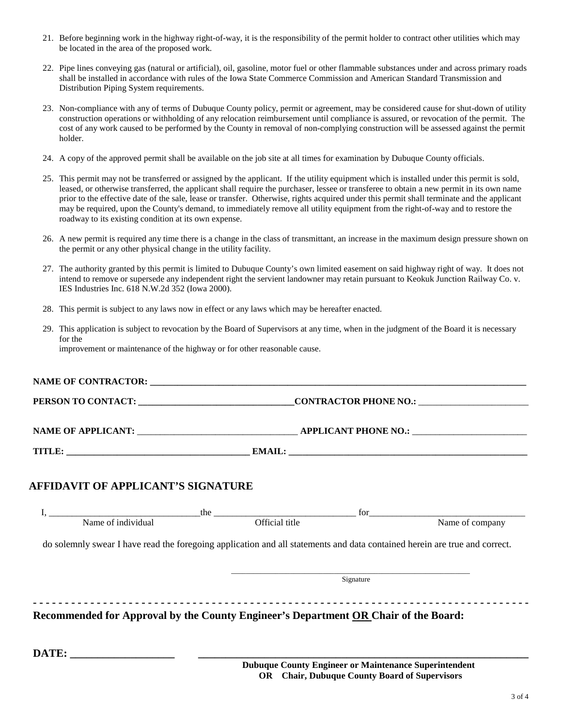21. Before beginning work in the highway right-of-way, it is the responsibility of the permit holder to contract other utilities which may be located in the area of the proposed work.

22. Pipe lines conveying gas (natural or artificial), oil, gasoline, motor fuel or other flammable substances under and across primary roads shall be installed in accordance with rules of the Iowa State Commerce Commission and American Standard Transmission and Distribution Piping System requirements.

23. Non-compliance with any of terms of Dubuque County policy, permit or agreement, may be considered cause for shut-down of utility construction operations or withholding of any relocation reimbursement until compliance is assured, or revocation of the permit. The cost of any work caused to be performed by the County in removal of non-complying construction will be assessed against the permit holder.

24. A copy of the approved permit shall be available on the job site at all times for examination by Dubuque County officials.

25. This permit may not be transferred or assigned by the applicant. If the utility equipment which is installed under this permit is sold, leased, or otherwise transferred, the applicant shall require the purchaser, lessee or transferee to obtain a new permit in its own name prior to the effective date of the sale, lease or transfer. Otherwise, rights acquired under this permit shall terminate and the applicant may be required, upon the County's demand, to immediately remove all utility equipment from the right-of-way and to restore the roadway to its existing condition at its own expense.

26. A new permit is required any time there is a change in the class of transmittant, an increase in the maximum design pressure shown on the permit or any other physical change in the utility facility.

27. The authority granted by this permit is limited to Dubuque County's own limited easement on said highway right of way. It does not intend to remove or supersede any independent right the servient landowner may retain pursuant to Keokuk Junction Railway Co. v. IES Industries Inc. 618 N.W.2d 352 (Iowa 2000).

28. This permit is subject to any laws now in effect or any laws which may be hereafter enacted.

29. This application is subject to revocation by the Board of Supervisors at any time, when in the judgment of the Board it is necessary for the
improvement or maintenance of the highway or for other reasonable cause.

**NAME OF CONTRACTOR:** ______________________________________________

**PERSON TO CONTACT:** ______________________ **CONTRACTOR PHONE NO.:** ______________________

**NAME OF APPLICANT:** ______________________ **APPLICANT PHONE NO.:** ______________________

**TITLE:** ______________________ **EMAIL:** ______________________

## AFFIDAVIT OF APPLICANT'S SIGNATURE

I, ______________________ the ______________________ for ______________________
Name of individual          Official title          Name of company

do solemnly swear I have read the foregoing application and all statements and data contained herein are true and correct.

______________________________
Signature

- - - - - - - - - - - - - - - - - - - - - - - - - - - - - - - - - - - - - - - -

**Recommended for Approval by the County Engineer's Department OR Chair of the Board:**

**DATE:** ____________________    ______________________________

**Dubuque County Engineer or Maintenance Superintendent**
**OR Chair, Dubuque County Board of Supervisors**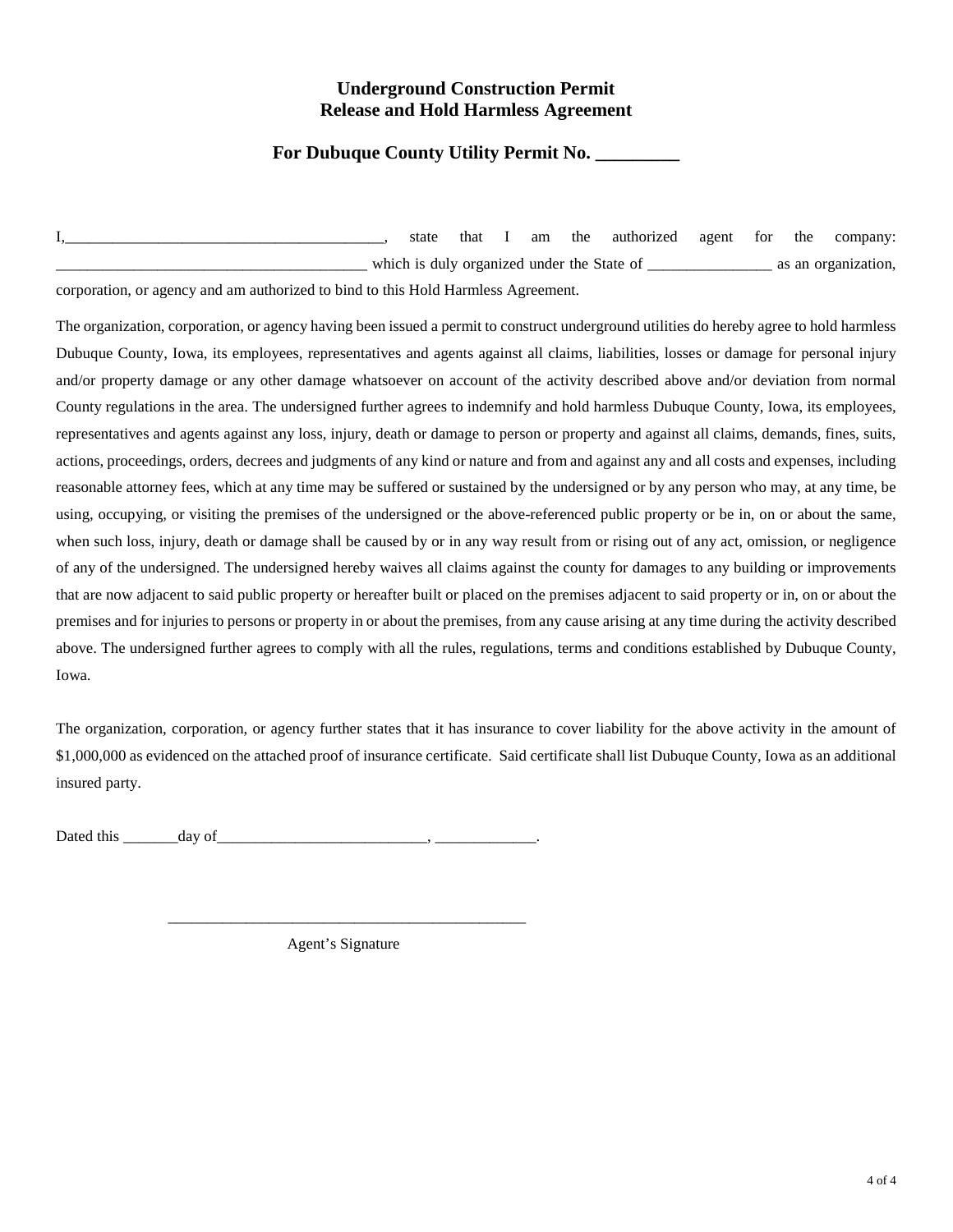## Underground Construction Permit
## Release and Hold Harmless Agreement

### For Dubuque County Utility Permit No. _________

I,_________________________________________, state that I am the authorized agent for the company: ________________________________________ which is duly organized under the State of ________________ as an organization, corporation, or agency and am authorized to bind to this Hold Harmless Agreement.

The organization, corporation, or agency having been issued a permit to construct underground utilities do hereby agree to hold harmless Dubuque County, Iowa, its employees, representatives and agents against all claims, liabilities, losses or damage for personal injury and/or property damage or any other damage whatsoever on account of the activity described above and/or deviation from normal County regulations in the area. The undersigned further agrees to indemnify and hold harmless Dubuque County, Iowa, its employees, representatives and agents against any loss, injury, death or damage to person or property and against all claims, demands, fines, suits, actions, proceedings, orders, decrees and judgments of any kind or nature and from and against any and all costs and expenses, including reasonable attorney fees, which at any time may be suffered or sustained by the undersigned or by any person who may, at any time, be using, occupying, or visiting the premises of the undersigned or the above-referenced public property or be in, on or about the same, when such loss, injury, death or damage shall be caused by or in any way result from or rising out of any act, omission, or negligence of any of the undersigned. The undersigned hereby waives all claims against the county for damages to any building or improvements that are now adjacent to said public property or hereafter built or placed on the premises adjacent to said property or in, on or about the premises and for injuries to persons or property in or about the premises, from any cause arising at any time during the activity described above. The undersigned further agrees to comply with all the rules, regulations, terms and conditions established by Dubuque County, Iowa.

The organization, corporation, or agency further states that it has insurance to cover liability for the above activity in the amount of $1,000,000 as evidenced on the attached proof of insurance certificate. Said certificate shall list Dubuque County, Iowa as an additional insured party.

Dated this _______day of___________________________, _____________.

_______________________________________________

Agent's Signature